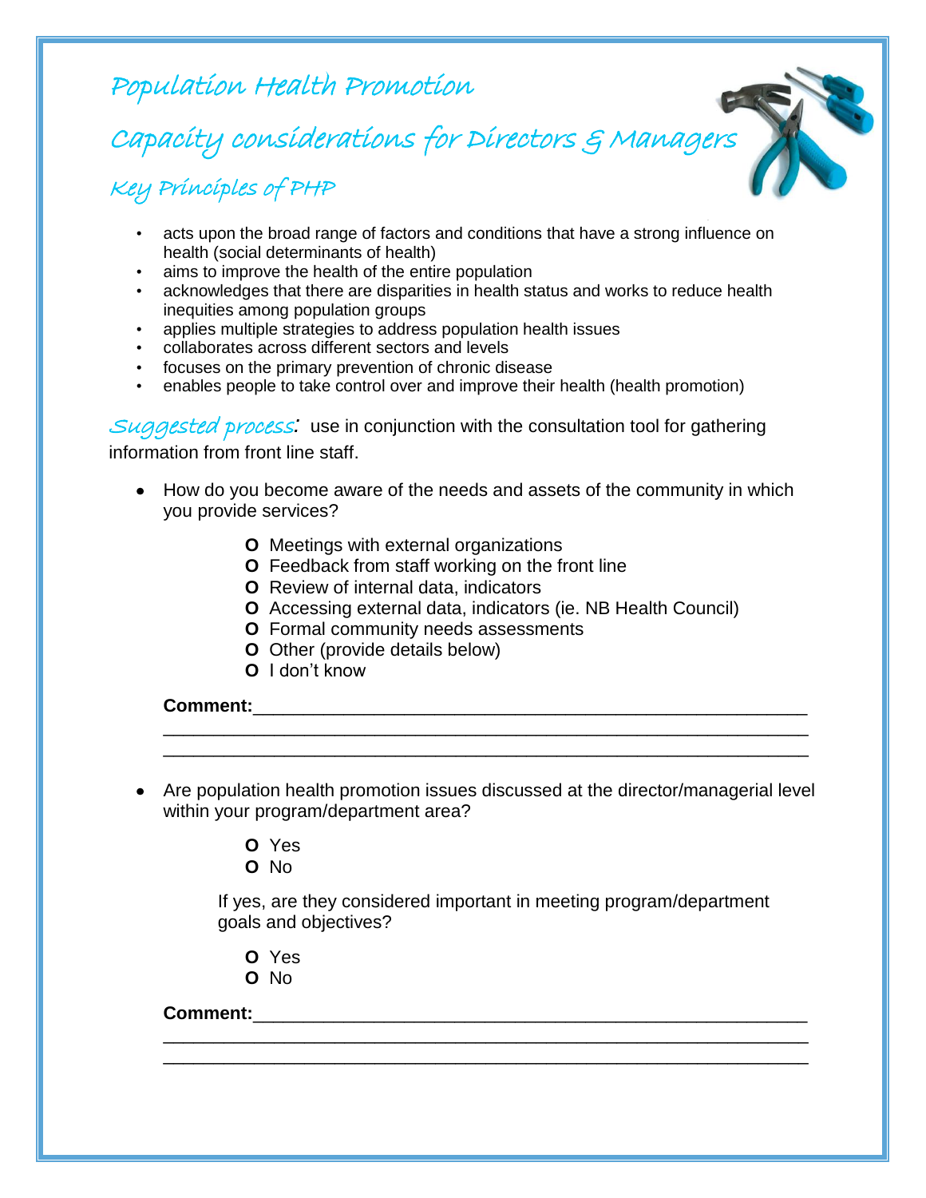# Population Health Promotion

## Capacity considerations for Directors & Managers

### Key Principles of PHP

- acts upon the broad range of factors and conditions that have a strong influence on health (social determinants of health)
- aims to improve the health of the entire population
- acknowledges that there are disparities in health status and works to reduce health inequities among population groups
- applies multiple strategies to address population health issues
- collaborates across different sectors and levels
- focuses on the primary prevention of chronic disease
- enables people to take control over and improve their health (health promotion)

*Suggested process:* use in conjunction with the consultation tool for gathering information from front line staff.

- How do you become aware of the needs and assets of the community in which you provide services?

  - O Meetings with external organizations
  - O Feedback from staff working on the front line
  - O Review of internal data, indicators
  - O Accessing external data, indicators (ie. NB Health Council)
  - O Formal community needs assessments
  - O Other (provide details below)
  - O I don't know

**Comment:**\_\_\_\_\_\_\_\_\_\_\_\_\_\_\_\_\_\_\_\_\_\_\_\_\_\_\_\_\_\_\_\_\_\_\_\_\_\_\_\_\_\_\_\_\_\_\_\_\_\_\_\_
\_\_\_\_\_\_\_\_\_\_\_\_\_\_\_\_\_\_\_\_\_\_\_\_\_\_\_\_\_\_\_\_\_\_\_\_\_\_\_\_\_\_\_\_\_\_\_\_\_\_\_\_\_\_\_\_\_\_\_\_
\_\_\_\_\_\_\_\_\_\_\_\_\_\_\_\_\_\_\_\_\_\_\_\_\_\_\_\_\_\_\_\_\_\_\_\_\_\_\_\_\_\_\_\_\_\_\_\_\_\_\_\_\_\_\_\_\_\_\_\_

- Are population health promotion issues discussed at the director/managerial level within your program/department area?

  - O Yes
  - O No

  If yes, are they considered important in meeting program/department goals and objectives?

  - O Yes
  - O No

**Comment:**\_\_\_\_\_\_\_\_\_\_\_\_\_\_\_\_\_\_\_\_\_\_\_\_\_\_\_\_\_\_\_\_\_\_\_\_\_\_\_\_\_\_\_\_\_\_\_\_\_\_\_\_
\_\_\_\_\_\_\_\_\_\_\_\_\_\_\_\_\_\_\_\_\_\_\_\_\_\_\_\_\_\_\_\_\_\_\_\_\_\_\_\_\_\_\_\_\_\_\_\_\_\_\_\_\_\_\_\_\_\_\_\_
\_\_\_\_\_\_\_\_\_\_\_\_\_\_\_\_\_\_\_\_\_\_\_\_\_\_\_\_\_\_\_\_\_\_\_\_\_\_\_\_\_\_\_\_\_\_\_\_\_\_\_\_\_\_\_\_\_\_\_\_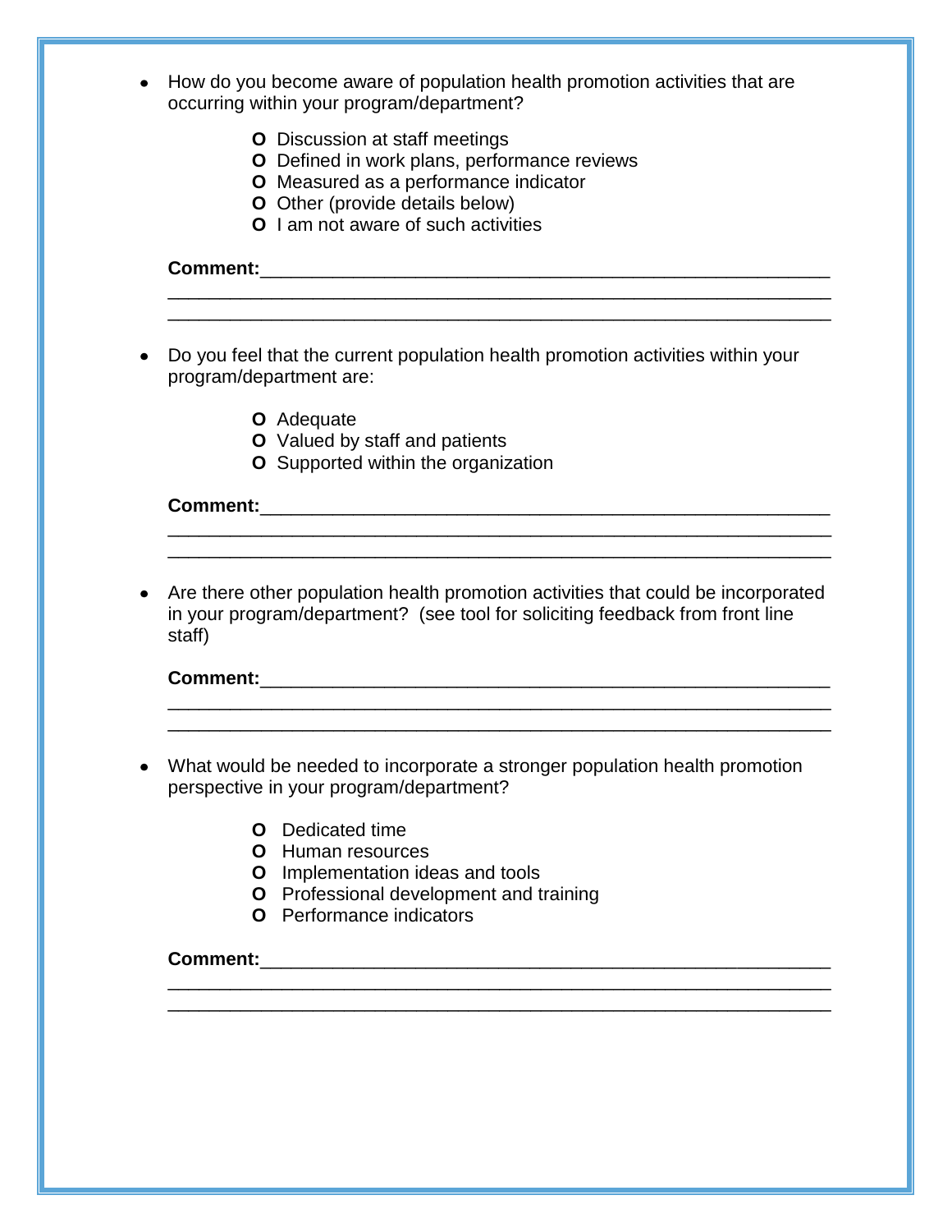- How do you become aware of population health promotion activities that are occurring within your program/department?

  - O Discussion at staff meetings
  - O Defined in work plans, performance reviews
  - O Measured as a performance indicator
  - O Other (provide details below)
  - O I am not aware of such activities

  **Comment:**\_\_\_\_\_\_\_\_\_\_\_\_\_\_\_\_\_\_\_\_\_\_\_\_\_\_\_\_\_\_\_\_\_\_\_\_\_\_\_\_\_\_\_\_\_\_\_\_\_\_\_\_\_\_\_\_\_\_\_\_\_\_\_\_\_\_\_\_\_\_\_\_\_\_\_\_\_\_\_\_\_\_\_\_\_\_\_\_\_\_\_\_\_\_\_\_\_\_\_\_\_\_\_\_\_\_\_\_\_\_\_\_\_\_\_\_\_\_\_\_\_\_\_\_\_\_\_\_\_\_\_\_\_\_\_\_\_\_\_\_\_\_\_\_\_\_\_\_\_\_\_\_\_\_\_\_\_\_\_\_\_\_\_\_\_\_\_\_\_\_\_\_\_\_\_\_\_\_\_\_\_\_\_\_\_\_\_\_\_\_\_\_\_\_\_\_\_\_\_\_\_\_\_\_\_\_\_\_\_\_\_\_\_\_\_\_

- Do you feel that the current population health promotion activities within your program/department are:

  - O Adequate
  - O Valued by staff and patients
  - O Supported within the organization

  **Comment:**\_\_\_\_\_\_\_\_\_\_\_\_\_\_\_\_\_\_\_\_\_\_\_\_\_\_\_\_\_\_\_\_\_\_\_\_\_\_\_\_\_\_\_\_\_\_\_\_\_\_\_\_\_\_\_\_\_\_\_\_\_\_\_\_\_\_\_\_\_\_\_\_\_\_\_\_\_\_\_\_\_\_\_\_\_\_\_\_\_\_\_\_\_\_\_\_\_\_\_\_\_\_\_\_\_\_\_\_\_\_\_\_\_\_\_\_\_\_\_\_\_\_\_\_\_\_\_\_\_\_\_\_\_\_\_\_\_\_\_\_\_\_\_\_\_\_\_\_\_\_\_\_\_\_\_\_\_\_\_\_\_\_\_\_\_\_\_\_\_\_\_\_\_\_\_\_\_\_\_\_\_\_\_\_\_\_\_\_\_\_\_\_\_\_\_\_\_\_\_\_\_\_\_\_\_\_\_\_\_\_\_\_\_\_\_\_\_\_\_\_\_\_\_\_\_\_\_\_\_\_\_\_\_

- Are there other population health promotion activities that could be incorporated in your program/department? (see tool for soliciting feedback from front line staff)

  **Comment:**\_\_\_\_\_\_\_\_\_\_\_\_\_\_\_\_\_\_\_\_\_\_\_\_\_\_\_\_\_\_\_\_\_\_\_\_\_\_\_\_\_\_\_\_\_\_\_\_\_\_\_\_\_\_\_\_\_\_\_\_\_\_\_\_\_\_\_\_\_\_\_\_\_\_\_\_\_\_\_\_\_\_\_\_\_\_\_\_\_\_\_\_\_\_\_\_\_\_\_\_\_\_\_\_\_\_\_\_\_\_\_\_\_\_\_\_\_\_\_\_\_\_\_\_\_\_\_\_\_\_\_\_\_\_\_\_\_\_\_\_\_\_\_\_\_\_\_\_\_\_\_\_\_\_\_\_\_\_\_\_\_\_\_\_\_\_\_\_\_\_\_\_\_\_\_\_\_\_\_\_\_\_\_\_\_\_\_\_\_\_\_\_\_\_\_\_\_\_\_\_\_\_\_\_\_\_\_\_\_\_\_\_\_\_\_\_\_\_\_\_\_\_\_\_\_\_\_\_\_\_\_\_\_

- What would be needed to incorporate a stronger population health promotion perspective in your program/department?

  - O Dedicated time
  - O Human resources
  - O Implementation ideas and tools
  - O Professional development and training
  - O Performance indicators

  **Comment:**\_\_\_\_\_\_\_\_\_\_\_\_\_\_\_\_\_\_\_\_\_\_\_\_\_\_\_\_\_\_\_\_\_\_\_\_\_\_\_\_\_\_\_\_\_\_\_\_\_\_\_\_\_\_\_\_\_\_\_\_\_\_\_\_\_\_\_\_\_\_\_\_\_\_\_\_\_\_\_\_\_\_\_\_\_\_\_\_\_\_\_\_\_\_\_\_\_\_\_\_\_\_\_\_\_\_\_\_\_\_\_\_\_\_\_\_\_\_\_\_\_\_\_\_\_\_\_\_\_\_\_\_\_\_\_\_\_\_\_\_\_\_\_\_\_\_\_\_\_\_\_\_\_\_\_\_\_\_\_\_\_\_\_\_\_\_\_\_\_\_\_\_\_\_\_\_\_\_\_\_\_\_\_\_\_\_\_\_\_\_\_\_\_\_\_\_\_\_\_\_\_\_\_\_\_\_\_\_\_\_\_\_\_\_\_\_\_\_\_\_\_\_\_\_\_\_\_\_\_\_\_\_\_